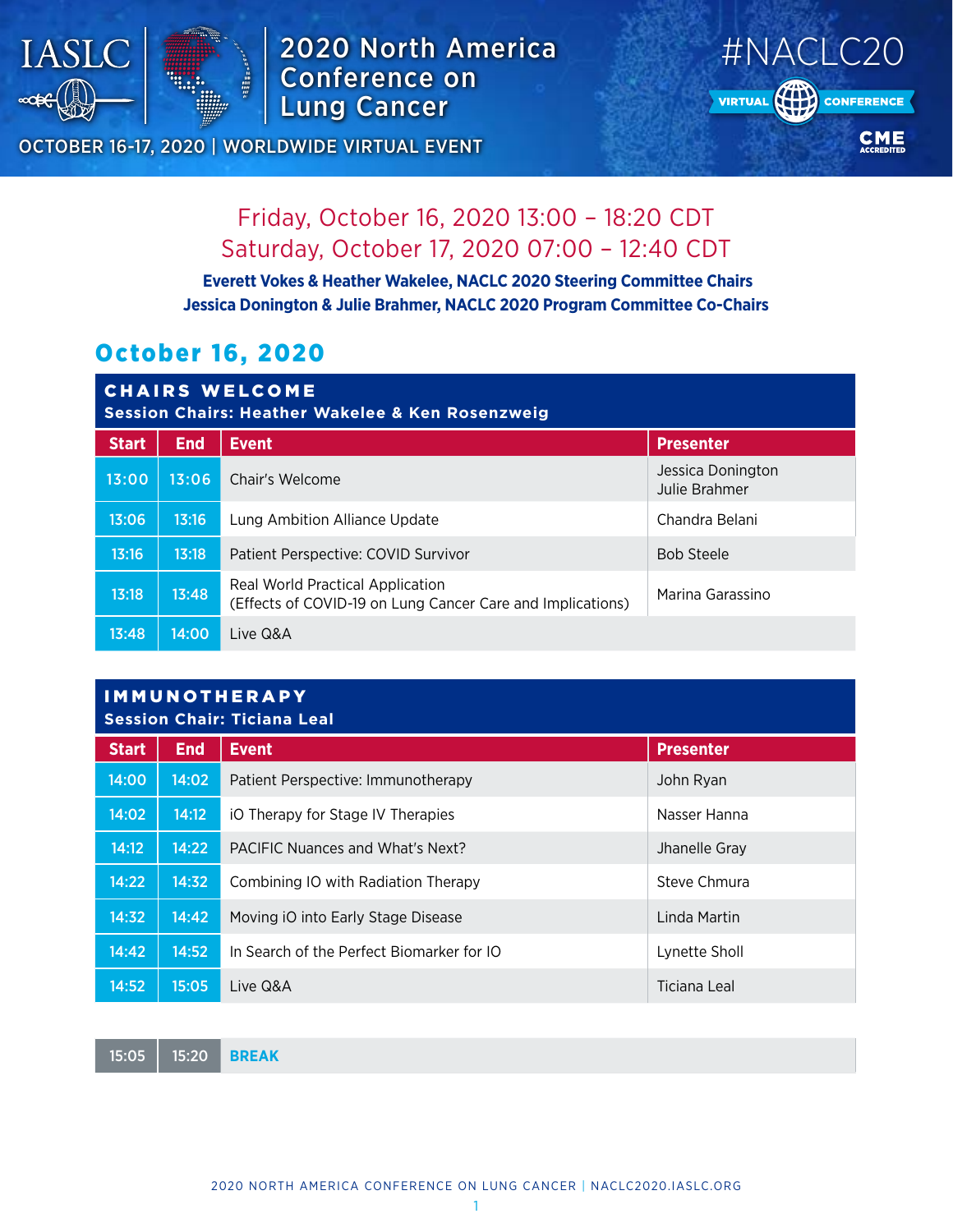# 2020 North America Conference on Lung Cancer

IASLC | #NACLC20 | VIRTUAL CONFERENCE | CME ACCREDITED

OCTOBER 16-17, 2020 | WORLDWIDE VIRTUAL EVENT

Friday, October 16, 2020 13:00 – 18:20 CDT

Saturday, October 17, 2020 07:00 – 12:40 CDT

**Everett Vokes & Heather Wakelee, NACLC 2020 Steering Committee Chairs**

**Jessica Donington & Julie Brahmer, NACLC 2020 Program Committee Co-Chairs**

## October 16, 2020

### CHAIRS WELCOME

**Session Chairs: Heather Wakelee & Ken Rosenzweig**

| Start | End | Event | Presenter |
|---|---|---|---|
| 13:00 | 13:06 | Chair's Welcome | Jessica Donington<br>Julie Brahmer |
| 13:06 | 13:16 | Lung Ambition Alliance Update | Chandra Belani |
| 13:16 | 13:18 | Patient Perspective: COVID Survivor | Bob Steele |
| 13:18 | 13:48 | Real World Practical Application<br>(Effects of COVID-19 on Lung Cancer Care and Implications) | Marina Garassino |
| 13:48 | 14:00 | Live Q&A | |

### IMMUNOTHERAPY

**Session Chair: Ticiana Leal**

| Start | End | Event | Presenter |
|---|---|---|---|
| 14:00 | 14:02 | Patient Perspective: Immunotherapy | John Ryan |
| 14:02 | 14:12 | iO Therapy for Stage IV Therapies | Nasser Hanna |
| 14:12 | 14:22 | PACIFIC Nuances and What's Next? | Jhanelle Gray |
| 14:22 | 14:32 | Combining IO with Radiation Therapy | Steve Chmura |
| 14:32 | 14:42 | Moving iO into Early Stage Disease | Linda Martin |
| 14:42 | 14:52 | In Search of the Perfect Biomarker for IO | Lynette Sholl |
| 14:52 | 15:05 | Live Q&A | Ticiana Leal |

| Start | End | Event |
|---|---|---|
| 15:05 | 15:20 | **BREAK** |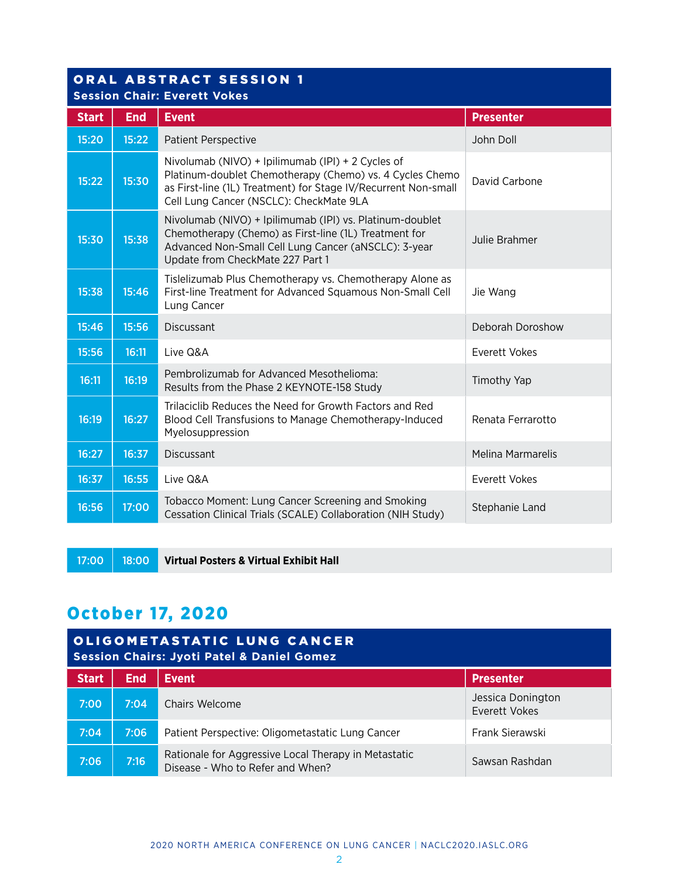## ORAL ABSTRACT SESSION 1

**Session Chair: Everett Vokes**

| Start | End | Event | Presenter |
|---|---|---|---|
| 15:20 | 15:22 | Patient Perspective | John Doll |
| 15:22 | 15:30 | Nivolumab (NIVO) + Ipilimumab (IPI) + 2 Cycles of Platinum-doublet Chemotherapy (Chemo) vs. 4 Cycles Chemo as First-line (1L) Treatment) for Stage IV/Recurrent Non-small Cell Lung Cancer (NSCLC): CheckMate 9LA | David Carbone |
| 15:30 | 15:38 | Nivolumab (NIVO) + Ipilimumab (IPI) vs. Platinum-doublet Chemotherapy (Chemo) as First-line (1L) Treatment for Advanced Non-Small Cell Lung Cancer (aNSCLC): 3-year Update from CheckMate 227 Part 1 | Julie Brahmer |
| 15:38 | 15:46 | Tislelizumab Plus Chemotherapy vs. Chemotherapy Alone as First-line Treatment for Advanced Squamous Non-Small Cell Lung Cancer | Jie Wang |
| 15:46 | 15:56 | Discussant | Deborah Doroshow |
| 15:56 | 16:11 | Live Q&A | Everett Vokes |
| 16:11 | 16:19 | Pembrolizumab for Advanced Mesothelioma: Results from the Phase 2 KEYNOTE-158 Study | Timothy Yap |
| 16:19 | 16:27 | Trilaciclib Reduces the Need for Growth Factors and Red Blood Cell Transfusions to Manage Chemotherapy-Induced Myelosuppression | Renata Ferrarotto |
| 16:27 | 16:37 | Discussant | Melina Marmarelis |
| 16:37 | 16:55 | Live Q&A | Everett Vokes |
| 16:56 | 17:00 | Tobacco Moment: Lung Cancer Screening and Smoking Cessation Clinical Trials (SCALE) Collaboration (NIH Study) | Stephanie Land |

| Start | End | Event |
|---|---|---|
| 17:00 | 18:00 | **Virtual Posters & Virtual Exhibit Hall** |

# October 17, 2020

## OLIGOMETASTATIC LUNG CANCER

**Session Chairs: Jyoti Patel & Daniel Gomez**

| Start | End | Event | Presenter |
|---|---|---|---|
| 7:00 | 7:04 | Chairs Welcome | Jessica Donington<br>Everett Vokes |
| 7:04 | 7:06 | Patient Perspective: Oligometastatic Lung Cancer | Frank Sierawski |
| 7:06 | 7:16 | Rationale for Aggressive Local Therapy in Metastatic Disease - Who to Refer and When? | Sawsan Rashdan |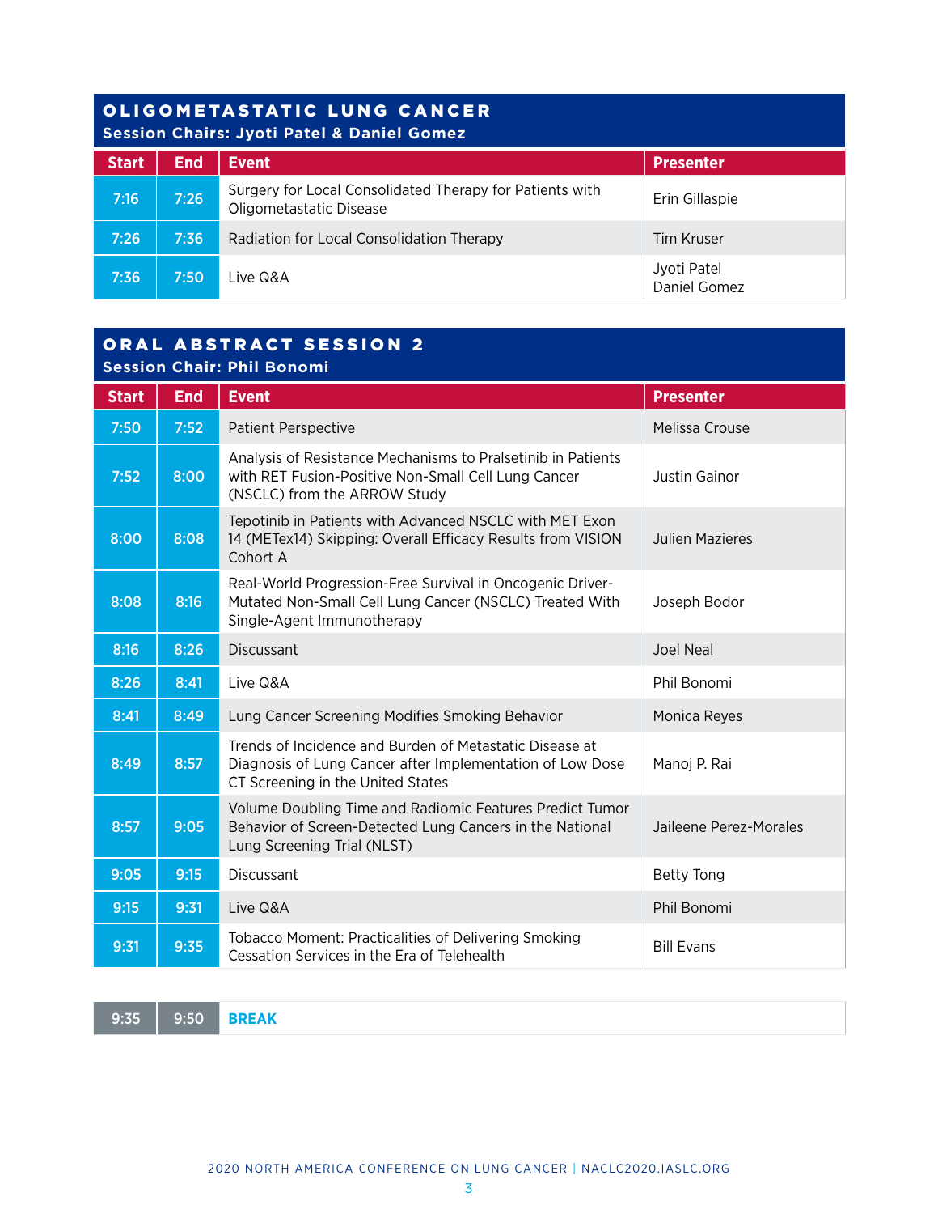## OLIGOMETASTATIC LUNG CANCER

**Session Chairs: Jyoti Patel & Daniel Gomez**

| Start | End | Event | Presenter |
|---|---|---|---|
| 7:16 | 7:26 | Surgery for Local Consolidated Therapy for Patients with Oligometastatic Disease | Erin Gillaspie |
| 7:26 | 7:36 | Radiation for Local Consolidation Therapy | Tim Kruser |
| 7:36 | 7:50 | Live Q&A | Jyoti Patel<br>Daniel Gomez |

## ORAL ABSTRACT SESSION 2

**Session Chair: Phil Bonomi**

| Start | End | Event | Presenter |
|---|---|---|---|
| 7:50 | 7:52 | Patient Perspective | Melissa Crouse |
| 7:52 | 8:00 | Analysis of Resistance Mechanisms to Pralsetinib in Patients with RET Fusion-Positive Non-Small Cell Lung Cancer (NSCLC) from the ARROW Study | Justin Gainor |
| 8:00 | 8:08 | Tepotinib in Patients with Advanced NSCLC with MET Exon 14 (METex14) Skipping: Overall Efficacy Results from VISION Cohort A | Julien Mazieres |
| 8:08 | 8:16 | Real-World Progression-Free Survival in Oncogenic Driver-Mutated Non-Small Cell Lung Cancer (NSCLC) Treated With Single-Agent Immunotherapy | Joseph Bodor |
| 8:16 | 8:26 | Discussant | Joel Neal |
| 8:26 | 8:41 | Live Q&A | Phil Bonomi |
| 8:41 | 8:49 | Lung Cancer Screening Modifies Smoking Behavior | Monica Reyes |
| 8:49 | 8:57 | Trends of Incidence and Burden of Metastatic Disease at Diagnosis of Lung Cancer after Implementation of Low Dose CT Screening in the United States | Manoj P. Rai |
| 8:57 | 9:05 | Volume Doubling Time and Radiomic Features Predict Tumor Behavior of Screen-Detected Lung Cancers in the National Lung Screening Trial (NLST) | Jaileene Perez-Morales |
| 9:05 | 9:15 | Discussant | Betty Tong |
| 9:15 | 9:31 | Live Q&A | Phil Bonomi |
| 9:31 | 9:35 | Tobacco Moment: Practicalities of Delivering Smoking Cessation Services in the Era of Telehealth | Bill Evans |

| Start | End | Event |
|---|---|---|
| 9:35 | 9:50 | **BREAK** |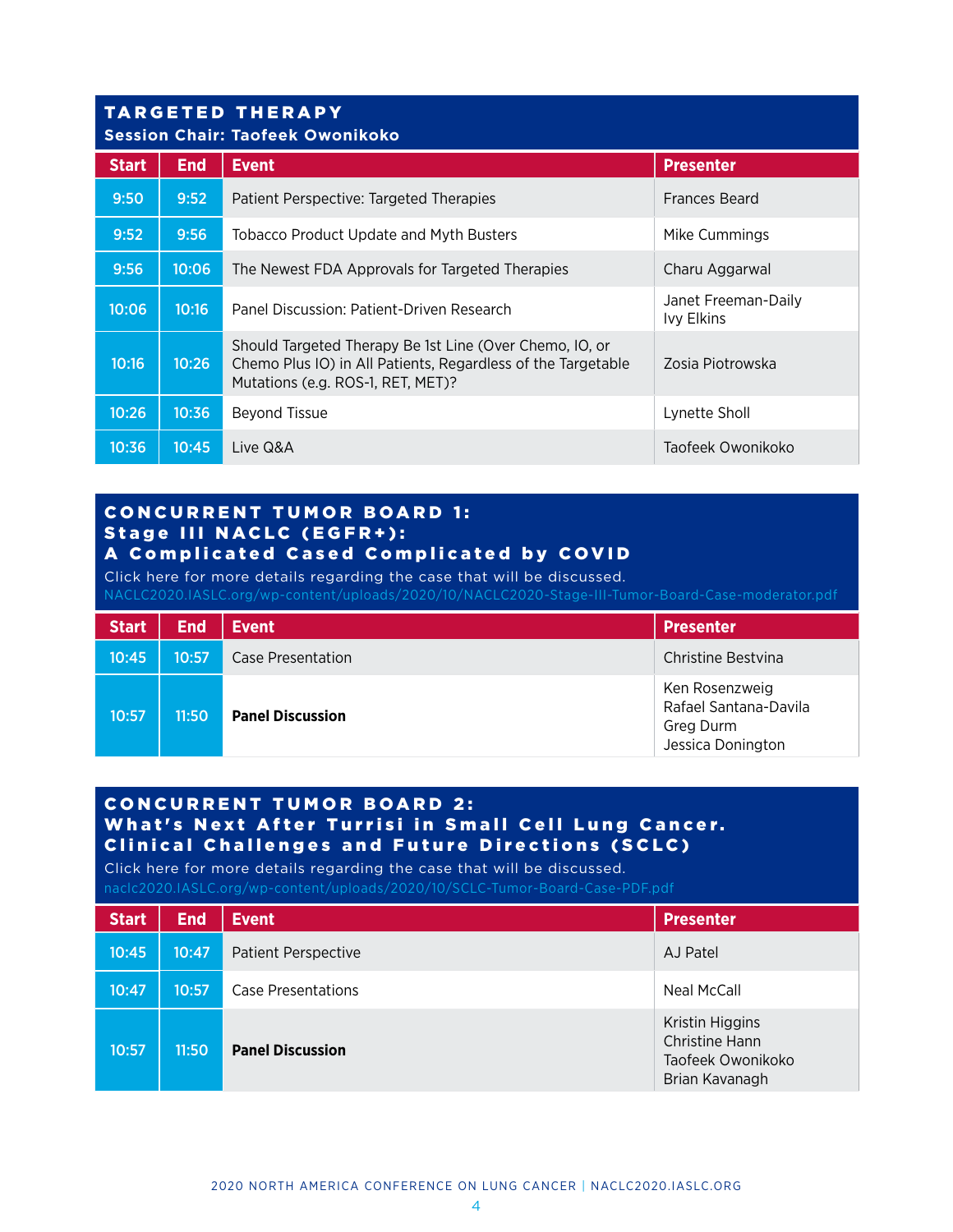## TARGETED THERAPY

### Session Chair: Taofeek Owonikoko

| Start | End | Event | Presenter |
|---|---|---|---|
| 9:50 | 9:52 | Patient Perspective: Targeted Therapies | Frances Beard |
| 9:52 | 9:56 | Tobacco Product Update and Myth Busters | Mike Cummings |
| 9:56 | 10:06 | The Newest FDA Approvals for Targeted Therapies | Charu Aggarwal |
| 10:06 | 10:16 | Panel Discussion: Patient-Driven Research | Janet Freeman-Daily<br>Ivy Elkins |
| 10:16 | 10:26 | Should Targeted Therapy Be 1st Line (Over Chemo, IO, or Chemo Plus IO) in All Patients, Regardless of the Targetable Mutations (e.g. ROS-1, RET, MET)? | Zosia Piotrowska |
| 10:26 | 10:36 | Beyond Tissue | Lynette Sholl |
| 10:36 | 10:45 | Live Q&A | Taofeek Owonikoko |

## CONCURRENT TUMOR BOARD 1: Stage III NACLC (EGFR+): A Complicated Cased Complicated by COVID

Click here for more details regarding the case that will be discussed.
NACLC2020.IASLC.org/wp-content/uploads/2020/10/NACLC2020-Stage-III-Tumor-Board-Case-moderator.pdf

| Start | End | Event | Presenter |
|---|---|---|---|
| 10:45 | 10:57 | Case Presentation | Christine Bestvina |
| 10:57 | 11:50 | **Panel Discussion** | Ken Rosenzweig<br>Rafael Santana-Davila<br>Greg Durm<br>Jessica Donington |

## CONCURRENT TUMOR BOARD 2: What's Next After Turrisi in Small Cell Lung Cancer. Clinical Challenges and Future Directions (SCLC)

Click here for more details regarding the case that will be discussed.
naclc2020.IASLC.org/wp-content/uploads/2020/10/SCLC-Tumor-Board-Case-PDF.pdf

| Start | End | Event | Presenter |
|---|---|---|---|
| 10:45 | 10:47 | Patient Perspective | AJ Patel |
| 10:47 | 10:57 | Case Presentations | Neal McCall |
| 10:57 | 11:50 | **Panel Discussion** | Kristin Higgins<br>Christine Hann<br>Taofeek Owonikoko<br>Brian Kavanagh |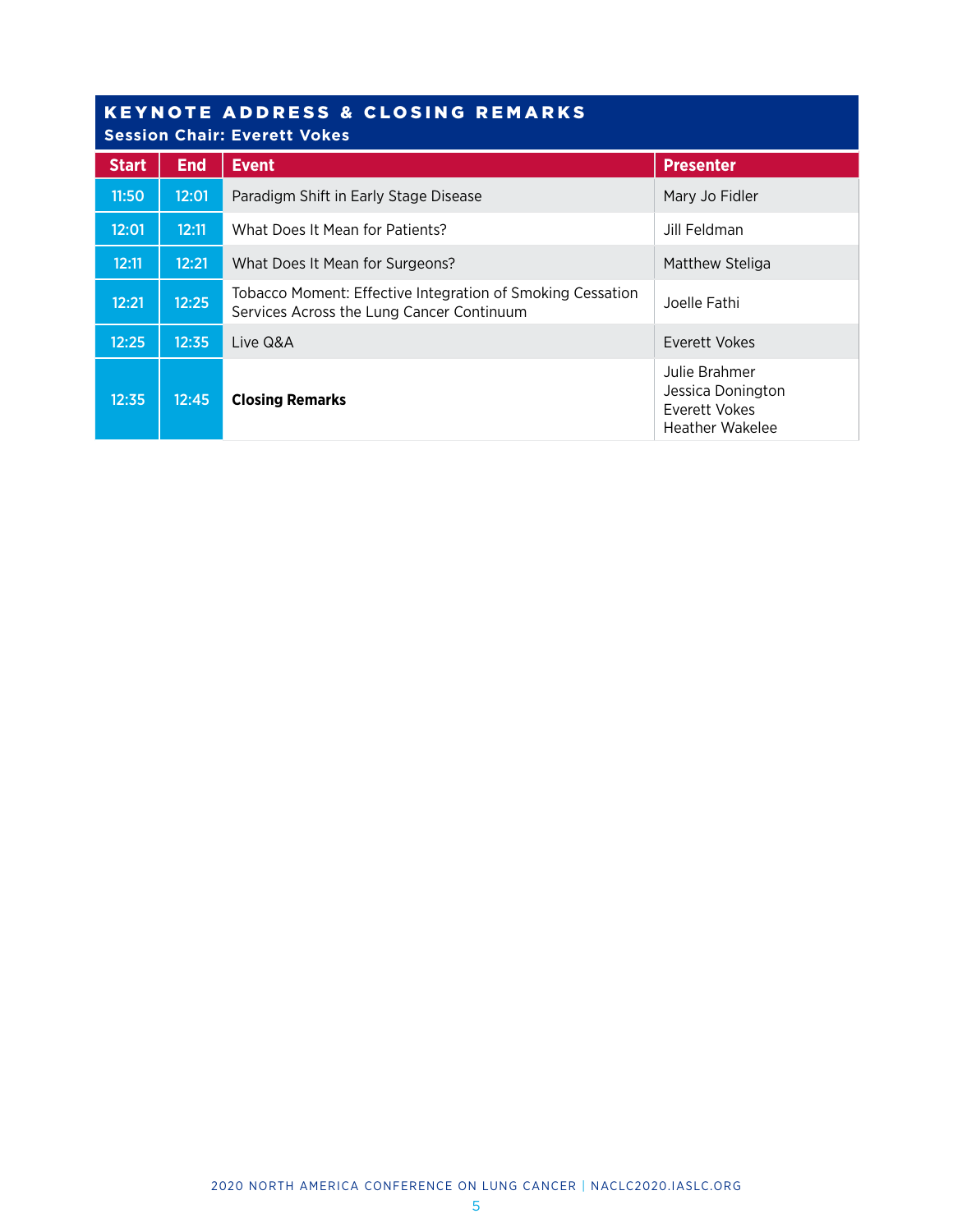## KEYNOTE ADDRESS & CLOSING REMARKS

**Session Chair: Everett Vokes**

| Start | End | Event | Presenter |
|---|---|---|---|
| 11:50 | 12:01 | Paradigm Shift in Early Stage Disease | Mary Jo Fidler |
| 12:01 | 12:11 | What Does It Mean for Patients? | Jill Feldman |
| 12:11 | 12:21 | What Does It Mean for Surgeons? | Matthew Steliga |
| 12:21 | 12:25 | Tobacco Moment: Effective Integration of Smoking Cessation Services Across the Lung Cancer Continuum | Joelle Fathi |
| 12:25 | 12:35 | Live Q&A | Everett Vokes |
| 12:35 | 12:45 | **Closing Remarks** | Julie Brahmer<br>Jessica Donington<br>Everett Vokes<br>Heather Wakelee |